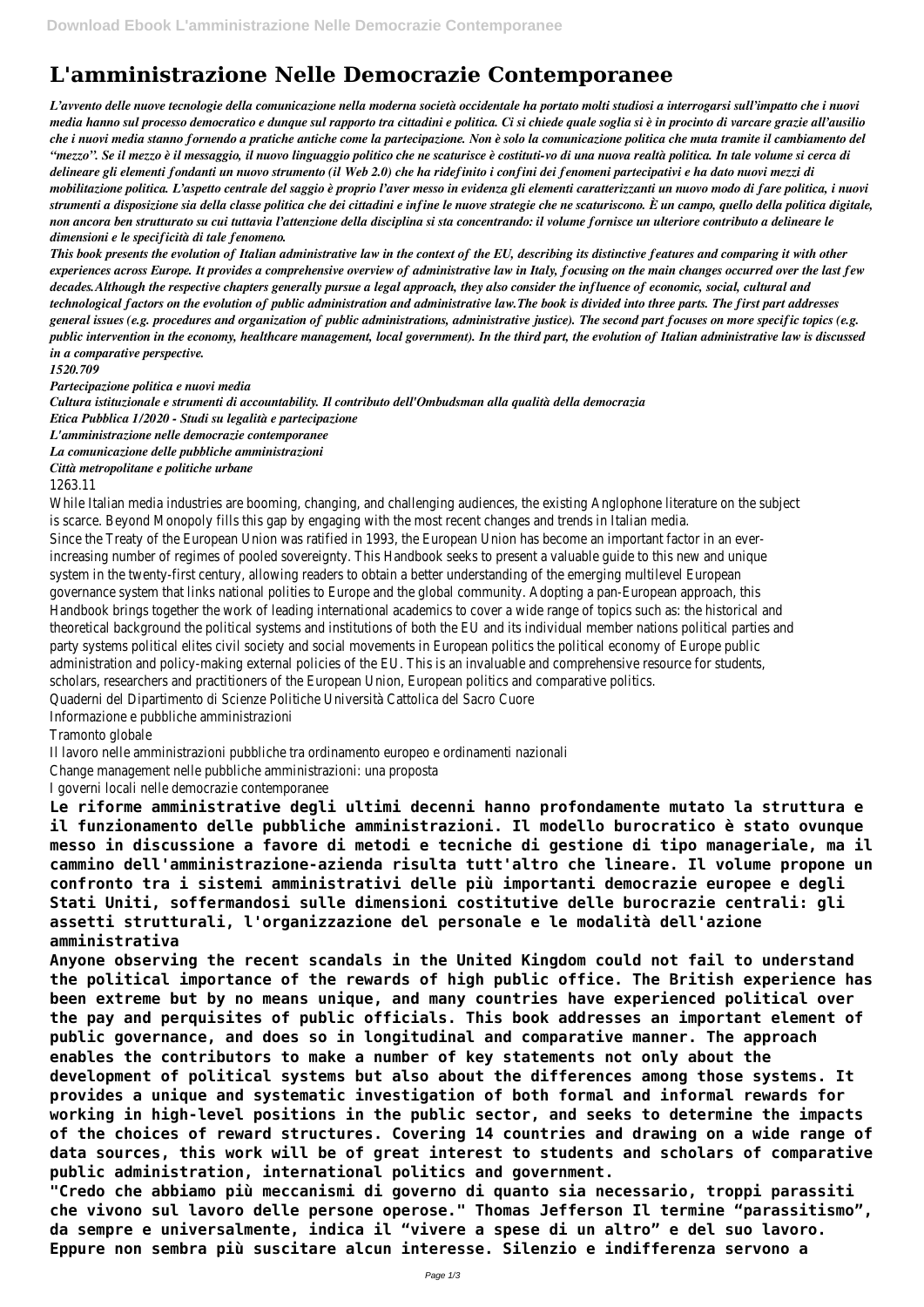# L'amministrazione Nelle Democrazie Contemporanee

***L'avvento delle nuove tecnologie della comunicazione nella moderna società occidentale ha portato molti studiosi a interrogarsi sull'impatto che i nuovi media hanno sul processo democratico e dunque sul rapporto tra cittadini e politica. Ci si chiede quale soglia si è in procinto di varcare grazie all'ausilio che i nuovi media stanno fornendo a pratiche antiche come la partecipazione. Non è solo la comunicazione politica che muta tramite il cambiamento del "mezzo". Se il mezzo è il messaggio, il nuovo linguaggio politico che ne scaturisce è costituti-vo di una nuova realtà politica. In tale volume si cerca di delineare gli elementi fondanti un nuovo strumento (il Web 2.0) che ha ridefinito i confini dei fenomeni partecipativi e ha dato nuovi mezzi di mobilitazione politica. L'aspetto centrale del saggio è proprio l'aver messo in evidenza gli elementi caratterizzanti un nuovo modo di fare politica, i nuovi strumenti a disposizione sia della classe politica che dei cittadini e infine le nuove strategie che ne scaturiscono. È un campo, quello della politica digitale, non ancora ben strutturato su cui tuttavia l'attenzione della disciplina si sta concentrando: il volume fornisce un ulteriore contributo a delineare le dimensioni e le specificità di tale fenomeno.***

***This book presents the evolution of Italian administrative law in the context of the EU, describing its distinctive features and comparing it with other experiences across Europe. It provides a comprehensive overview of administrative law in Italy, focusing on the main changes occurred over the last few decades.Although the respective chapters generally pursue a legal approach, they also consider the influence of economic, social, cultural and technological factors on the evolution of public administration and administrative law.The book is divided into three parts. The first part addresses general issues (e.g. procedures and organization of public administrations, administrative justice). The second part focuses on more specific topics (e.g. public intervention in the economy, healthcare management, local government). In the third part, the evolution of Italian administrative law is discussed in a comparative perspective.***

***1520.709***

***Partecipazione politica e nuovi media***

***Cultura istituzionale e strumenti di accountability. Il contributo dell'Ombudsman alla qualità della democrazia***

***Etica Pubblica 1/2020 - Studi su legalità e partecipazione***

***L'amministrazione nelle democrazie contemporanee***

***La comunicazione delle pubbliche amministrazioni***

***Città metropolitane e politiche urbane***

1263.11

While Italian media industries are booming, changing, and challenging audiences, the existing Anglophone literature on the subject is scarce. Beyond Monopoly fills this gap by engaging with the most recent changes and trends in Italian media.

Since the Treaty of the European Union was ratified in 1993, the European Union has become an important factor in an ever-increasing number of regimes of pooled sovereignty. This Handbook seeks to present a valuable guide to this new and unique system in the twenty-first century, allowing readers to obtain a better understanding of the emerging multilevel European governance system that links national polities to Europe and the global community. Adopting a pan-European approach, this Handbook brings together the work of leading international academics to cover a wide range of topics such as: the historical and theoretical background the political systems and institutions of both the EU and its individual member nations political parties and party systems political elites civil society and social movements in European politics the political economy of Europe public administration and policy-making external policies of the EU. This is an invaluable and comprehensive resource for students, scholars, researchers and practitioners of the European Union, European politics and comparative politics.

Quaderni del Dipartimento di Scienze Politiche Università Cattolica del Sacro Cuore

Informazione e pubbliche amministrazioni

Tramonto globale

Il lavoro nelle amministrazioni pubbliche tra ordinamento europeo e ordinamenti nazionali

Change management nelle pubbliche amministrazioni: una proposta

I governi locali nelle democrazie contemporanee

**Le riforme amministrative degli ultimi decenni hanno profondamente mutato la struttura e il funzionamento delle pubbliche amministrazioni. Il modello burocratico è stato ovunque messo in discussione a favore di metodi e tecniche di gestione di tipo manageriale, ma il cammino dell'amministrazione-azienda risulta tutt'altro che lineare. Il volume propone un confronto tra i sistemi amministrativi delle più importanti democrazie europee e degli Stati Uniti, soffermandosi sulle dimensioni costitutive delle burocrazie centrali: gli assetti strutturali, l'organizzazione del personale e le modalità dell'azione amministrativa**

**Anyone observing the recent scandals in the United Kingdom could not fail to understand the political importance of the rewards of high public office. The British experience has been extreme but by no means unique, and many countries have experienced political over the pay and perquisites of public officials. This book addresses an important element of public governance, and does so in longitudinal and comparative manner. The approach enables the contributors to make a number of key statements not only about the development of political systems but also about the differences among those systems. It provides a unique and systematic investigation of both formal and informal rewards for working in high-level positions in the public sector, and seeks to determine the impacts of the choices of reward structures. Covering 14 countries and drawing on a wide range of data sources, this work will be of great interest to students and scholars of comparative public administration, international politics and government.**

**"Credo che abbiamo più meccanismi di governo di quanto sia necessario, troppi parassiti che vivono sul lavoro delle persone operose." Thomas Jefferson Il termine "parassitismo", da sempre e universalmente, indica il "vivere a spese di un altro" e del suo lavoro. Eppure non sembra più suscitare alcun interesse. Silenzio e indifferenza servono a**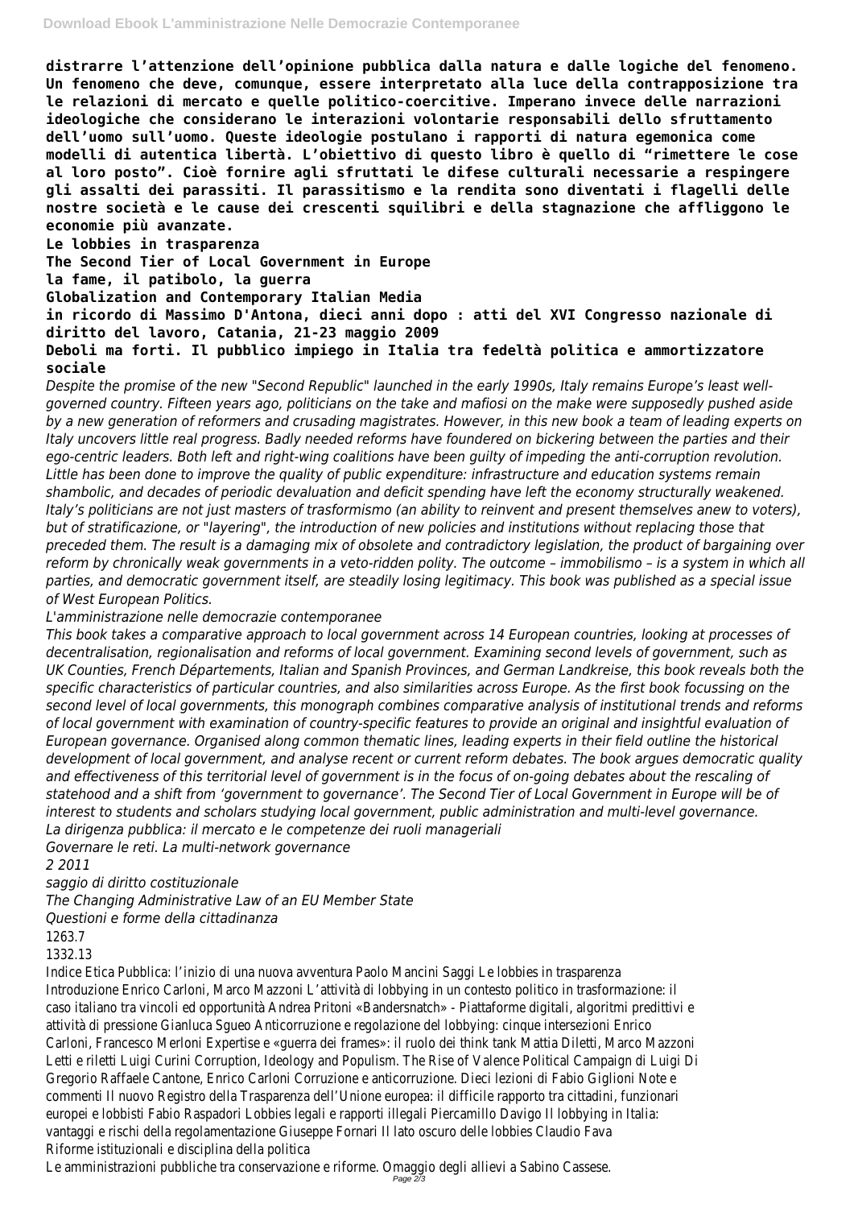**distrarre l'attenzione dell'opinione pubblica dalla natura e dalle logiche del fenomeno. Un fenomeno che deve, comunque, essere interpretato alla luce della contrapposizione tra le relazioni di mercato e quelle politico-coercitive. Imperano invece delle narrazioni ideologiche che considerano le interazioni volontarie responsabili dello sfruttamento dell'uomo sull'uomo. Queste ideologie postulano i rapporti di natura egemonica come modelli di autentica libertà. L'obiettivo di questo libro è quello di "rimettere le cose al loro posto". Cioè fornire agli sfruttati le difese culturali necessarie a respingere gli assalti dei parassiti. Il parassitismo e la rendita sono diventati i flagelli delle nostre società e le cause dei crescenti squilibri e della stagnazione che affliggono le economie più avanzate.**

**Le lobbies in trasparenza**

**The Second Tier of Local Government in Europe**

**la fame, il patibolo, la guerra**

**Globalization and Contemporary Italian Media**

**in ricordo di Massimo D'Antona, dieci anni dopo : atti del XVI Congresso nazionale di diritto del lavoro, Catania, 21-23 maggio 2009**

**Deboli ma forti. Il pubblico impiego in Italia tra fedeltà politica e ammortizzatore sociale**

*Despite the promise of the new "Second Republic" launched in the early 1990s, Italy remains Europe's least well-governed country. Fifteen years ago, politicians on the take and mafiosi on the make were supposedly pushed aside by a new generation of reformers and crusading magistrates. However, in this new book a team of leading experts on Italy uncovers little real progress. Badly needed reforms have foundered on bickering between the parties and their ego-centric leaders. Both left and right-wing coalitions have been guilty of impeding the anti-corruption revolution. Little has been done to improve the quality of public expenditure: infrastructure and education systems remain shambolic, and decades of periodic devaluation and deficit spending have left the economy structurally weakened. Italy's politicians are not just masters of trasformismo (an ability to reinvent and present themselves anew to voters), but of stratificazione, or "layering", the introduction of new policies and institutions without replacing those that preceded them. The result is a damaging mix of obsolete and contradictory legislation, the product of bargaining over reform by chronically weak governments in a veto-ridden polity. The outcome – immobilismo – is a system in which all parties, and democratic government itself, are steadily losing legitimacy. This book was published as a special issue of West European Politics.*

*L'amministrazione nelle democrazie contemporanee*

*This book takes a comparative approach to local government across 14 European countries, looking at processes of decentralisation, regionalisation and reforms of local government. Examining second levels of government, such as UK Counties, French Départements, Italian and Spanish Provinces, and German Landkreise, this book reveals both the specific characteristics of particular countries, and also similarities across Europe. As the first book focussing on the second level of local governments, this monograph combines comparative analysis of institutional trends and reforms of local government with examination of country-specific features to provide an original and insightful evaluation of European governance. Organised along common thematic lines, leading experts in their field outline the historical development of local government, and analyse recent or current reform debates. The book argues democratic quality and effectiveness of this territorial level of government is in the focus of on-going debates about the rescaling of statehood and a shift from 'government to governance'. The Second Tier of Local Government in Europe will be of interest to students and scholars studying local government, public administration and multi-level governance.*

*La dirigenza pubblica: il mercato e le competenze dei ruoli manageriali*

*Governare le reti. La multi-network governance*

*2 2011*

*saggio di diritto costituzionale*

*The Changing Administrative Law of an EU Member State*

*Questioni e forme della cittadinanza*

1263.7

1332.13

Indice Etica Pubblica: l'inizio di una nuova avventura Paolo Mancini Saggi Le lobbies in trasparenza Introduzione Enrico Carloni, Marco Mazzoni L'attività di lobbying in un contesto politico in trasformazione: il caso italiano tra vincoli ed opportunità Andrea Pritoni «Bandersnatch» - Piattaforme digitali, algoritmi predittivi e attività di pressione Gianluca Sgueo Anticorruzione e regolazione del lobbying: cinque intersezioni Enrico Carloni, Francesco Merloni Expertise e «guerra dei frames»: il ruolo dei think tank Mattia Diletti, Marco Mazzoni Letti e riletti Luigi Curini Corruption, Ideology and Populism. The Rise of Valence Political Campaign di Luigi Di Gregorio Raffaele Cantone, Enrico Carloni Corruzione e anticorruzione. Dieci lezioni di Fabio Giglioni Note e commenti Il nuovo Registro della Trasparenza dell'Unione europea: il difficile rapporto tra cittadini, funzionari europei e lobbisti Fabio Raspadori Lobbies legali e rapporti illegali Piercamillo Davigo Il lobbying in Italia: vantaggi e rischi della regolamentazione Giuseppe Fornari Il lato oscuro delle lobbies Claudio Fava

Riforme istituzionali e disciplina della politica

Le amministrazioni pubbliche tra conservazione e riforme. Omaggio degli allievi a Sabino Cassese.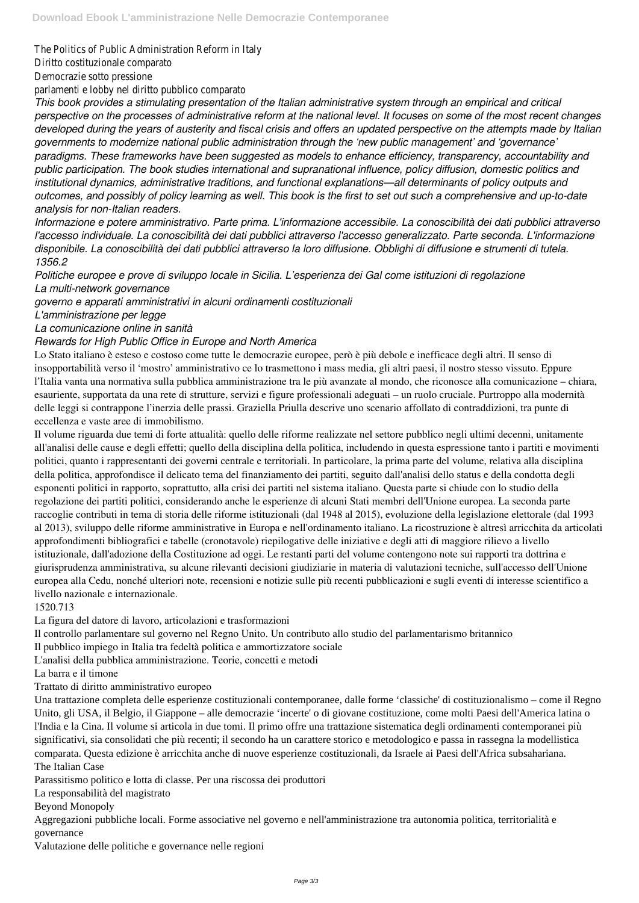The Politics of Public Administration Reform in Italy
Diritto costituzionale comparato
Democrazie sotto pressione
parlamenti e lobby nel diritto pubblico comparato

*This book provides a stimulating presentation of the Italian administrative system through an empirical and critical perspective on the processes of administrative reform at the national level. It focuses on some of the most recent changes developed during the years of austerity and fiscal crisis and offers an updated perspective on the attempts made by Italian governments to modernize national public administration through the 'new public management' and 'governance' paradigms. These frameworks have been suggested as models to enhance efficiency, transparency, accountability and public participation. The book studies international and supranational influence, policy diffusion, domestic politics and institutional dynamics, administrative traditions, and functional explanations—all determinants of policy outputs and outcomes, and possibly of policy learning as well. This book is the first to set out such a comprehensive and up-to-date analysis for non-Italian readers.*

*Informazione e potere amministrativo. Parte prima. L'informazione accessibile. La conoscibilità dei dati pubblici attraverso l'accesso individuale. La conoscibilità dei dati pubblici attraverso l'accesso generalizzato. Parte seconda. L'informazione disponibile. La conoscibilità dei dati pubblici attraverso la loro diffusione. Obblighi di diffusione e strumenti di tutela. 1356.2*

*Politiche europee e prove di sviluppo locale in Sicilia. L'esperienza dei Gal come istituzioni di regolazione*
*La multi-network governance*
*governo e apparati amministrativi in alcuni ordinamenti costituzionali*
*L'amministrazione per legge*
*La comunicazione online in sanità*
*Rewards for High Public Office in Europe and North America*

Lo Stato italiano è esteso e costoso come tutte le democrazie europee, però è più debole e inefficace degli altri. Il senso di insopportabilità verso il 'mostro' amministrativo ce lo trasmettono i mass media, gli altri paesi, il nostro stesso vissuto. Eppure l'Italia vanta una normativa sulla pubblica amministrazione tra le più avanzate al mondo, che riconosce alla comunicazione – chiara, esauriente, supportata da una rete di strutture, servizi e figure professionali adeguati – un ruolo cruciale. Purtroppo alla modernità delle leggi si contrappone l'inerzia delle prassi. Graziella Priulla descrive uno scenario affollato di contraddizioni, tra punte di eccellenza e vaste aree di immobilismo.

Il volume riguarda due temi di forte attualità: quello delle riforme realizzate nel settore pubblico negli ultimi decenni, unitamente all'analisi delle cause e degli effetti; quello della disciplina della politica, includendo in questa espressione tanto i partiti e movimenti politici, quanto i rappresentanti dei governi centrale e territoriali. In particolare, la prima parte del volume, relativa alla disciplina della politica, approfondisce il delicato tema del finanziamento dei partiti, seguito dall'analisi dello status e della condotta degli esponenti politici in rapporto, soprattutto, alla crisi dei partiti nel sistema italiano. Questa parte si chiude con lo studio della regolazione dei partiti politici, considerando anche le esperienze di alcuni Stati membri dell'Unione europea. La seconda parte raccoglie contributi in tema di storia delle riforme istituzionali (dal 1948 al 2015), evoluzione della legislazione elettorale (dal 1993 al 2013), sviluppo delle riforme amministrative in Europa e nell'ordinamento italiano. La ricostruzione è altresì arricchita da articolati approfondimenti bibliografici e tabelle (cronotavole) riepilogative delle iniziative e degli atti di maggiore rilievo a livello istituzionale, dall'adozione della Costituzione ad oggi. Le restanti parti del volume contengono note sui rapporti tra dottrina e giurisprudenza amministrativa, su alcune rilevanti decisioni giudiziarie in materia di valutazioni tecniche, sull'accesso dell'Unione europea alla Cedu, nonché ulteriori note, recensioni e notizie sulle più recenti pubblicazioni e sugli eventi di interesse scientifico a livello nazionale e internazionale.

1520.713

La figura del datore di lavoro, articolazioni e trasformazioni
Il controllo parlamentare sul governo nel Regno Unito. Un contributo allo studio del parlamentarismo britannico
Il pubblico impiego in Italia tra fedeltà politica e ammortizzatore sociale
L'analisi della pubblica amministrazione. Teorie, concetti e metodi
La barra e il timone
Trattato di diritto amministrativo europeo

Una trattazione completa delle esperienze costituzionali contemporanee, dalle forme 'classiche' di costituzionalismo – come il Regno Unito, gli USA, il Belgio, il Giappone – alle democrazie 'incerte' o di giovane costituzione, come molti Paesi dell'America latina o l'India e la Cina. Il volume si articola in due tomi. Il primo offre una trattazione sistematica degli ordinamenti contemporanei più significativi, sia consolidati che più recenti; il secondo ha un carattere storico e metodologico e passa in rassegna la modellistica comparata. Questa edizione è arricchita anche di nuove esperienze costituzionali, da Israele ai Paesi dell'Africa subsahariana.

The Italian Case
Parassitismo politico e lotta di classe. Per una riscossa dei produttori
La responsabilità del magistrato
Beyond Monopoly
Aggregazioni pubbliche locali. Forme associative nel governo e nell'amministrazione tra autonomia politica, territorialità e governance
Valutazione delle politiche e governance nelle regioni